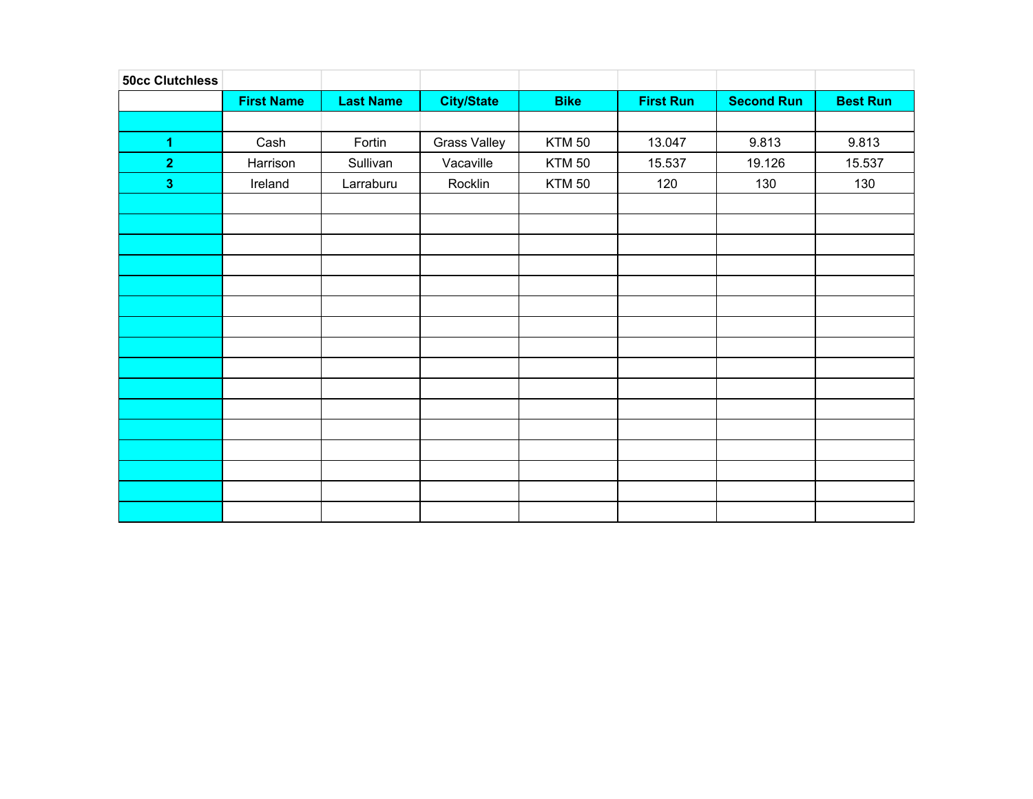**50cc Clutchless**

| | First Name | Last Name | City/State | Bike | First Run | Second Run | Best Run |
|---|---|---|---|---|---|---|---|
| | | | | | | | |
| **1** | Cash | Fortin | Grass Valley | KTM 50 | 13.047 | 9.813 | 9.813 |
| **2** | Harrison | Sullivan | Vacaville | KTM 50 | 15.537 | 19.126 | 15.537 |
| **3** | Ireland | Larraburu | Rocklin | KTM 50 | 120 | 130 | 130 |
| | | | | | | | |
| | | | | | | | |
| | | | | | | | |
| | | | | | | | |
| | | | | | | | |
| | | | | | | | |
| | | | | | | | |
| | | | | | | | |
| | | | | | | | |
| | | | | | | | |
| | | | | | | | |
| | | | | | | | |
| | | | | | | | |
| | | | | | | | |
| | | | | | | | |
| | | | | | | | |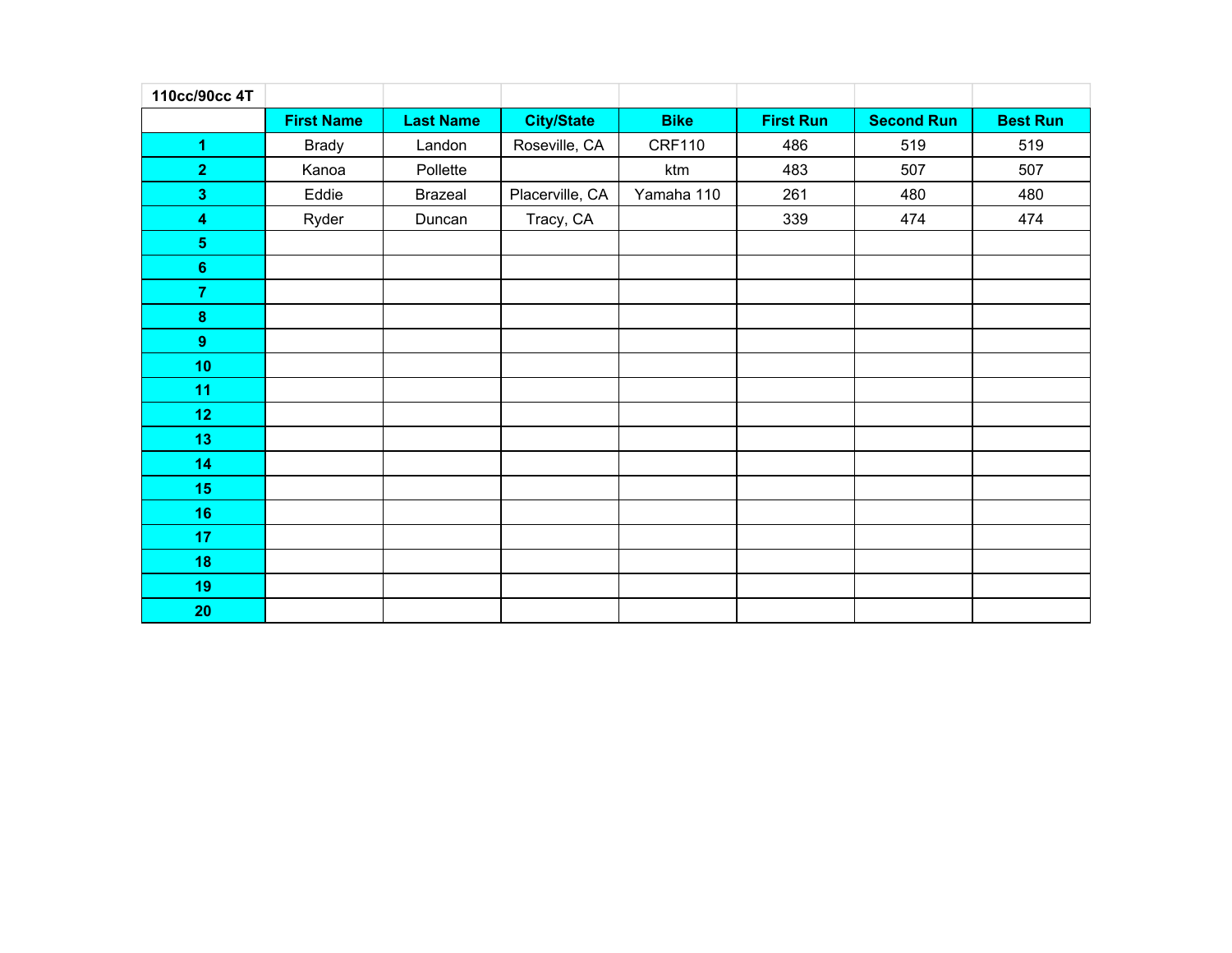| 110cc/90cc 4T | | | | | | | |
|---|---|---|---|---|---|---|---|
| | **First Name** | **Last Name** | **City/State** | **Bike** | **First Run** | **Second Run** | **Best Run** |
| **1** | Brady | Landon | Roseville, CA | CRF110 | 486 | 519 | 519 |
| **2** | Kanoa | Pollette | | ktm | 483 | 507 | 507 |
| **3** | Eddie | Brazeal | Placerville, CA | Yamaha 110 | 261 | 480 | 480 |
| **4** | Ryder | Duncan | Tracy, CA | | 339 | 474 | 474 |
| **5** | | | | | | | |
| **6** | | | | | | | |
| **7** | | | | | | | |
| **8** | | | | | | | |
| **9** | | | | | | | |
| **10** | | | | | | | |
| **11** | | | | | | | |
| **12** | | | | | | | |
| **13** | | | | | | | |
| **14** | | | | | | | |
| **15** | | | | | | | |
| **16** | | | | | | | |
| **17** | | | | | | | |
| **18** | | | | | | | |
| **19** | | | | | | | |
| **20** | | | | | | | |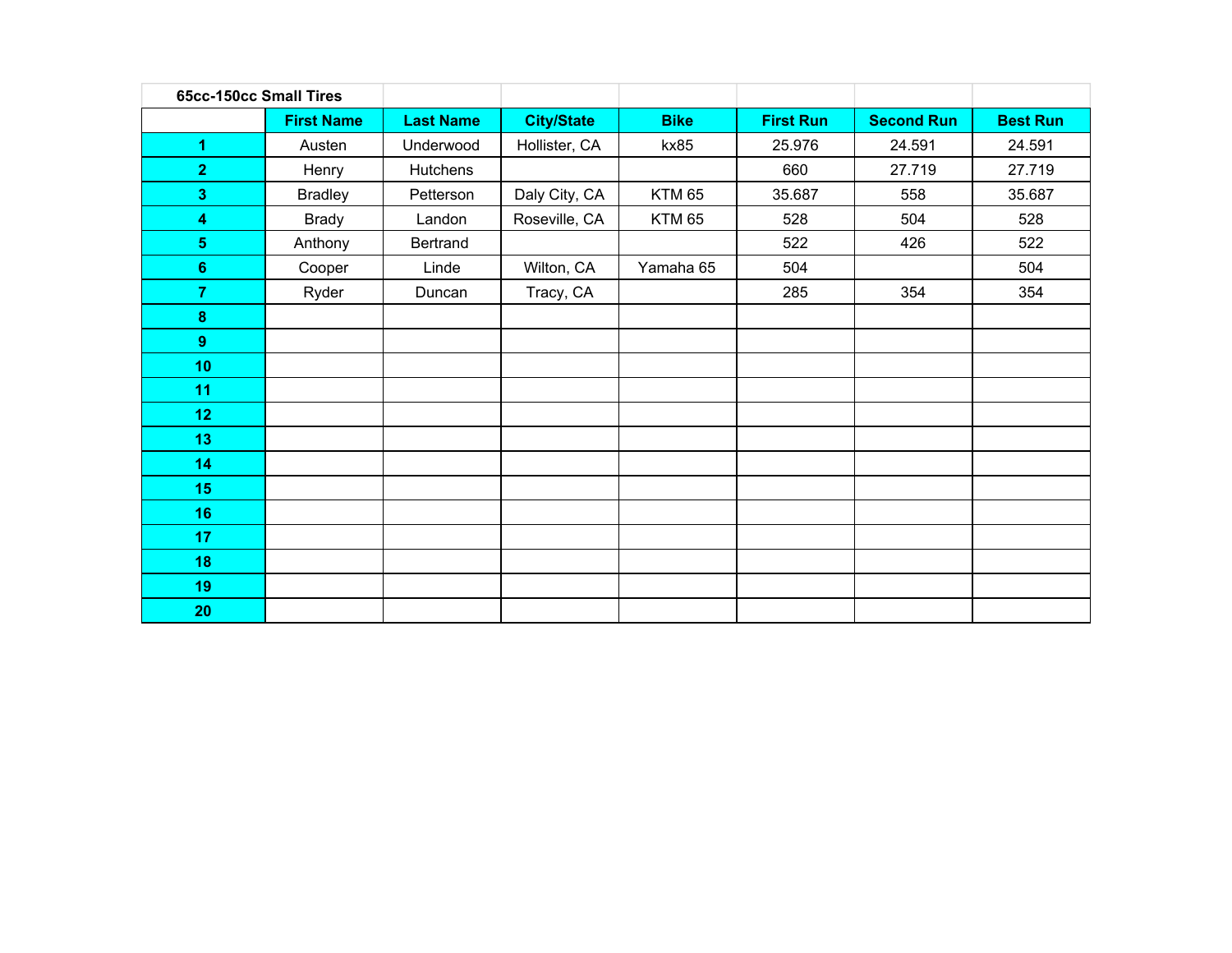| 65cc-150cc Small Tires | | | | | | | |
|---|---|---|---|---|---|---|---|
| | **First Name** | **Last Name** | **City/State** | **Bike** | **First Run** | **Second Run** | **Best Run** |
| **1** | Austen | Underwood | Hollister, CA | kx85 | 25.976 | 24.591 | 24.591 |
| **2** | Henry | Hutchens | | | 660 | 27.719 | 27.719 |
| **3** | Bradley | Petterson | Daly City, CA | KTM 65 | 35.687 | 558 | 35.687 |
| **4** | Brady | Landon | Roseville, CA | KTM 65 | 528 | 504 | 528 |
| **5** | Anthony | Bertrand | | | 522 | 426 | 522 |
| **6** | Cooper | Linde | Wilton, CA | Yamaha 65 | 504 | | 504 |
| **7** | Ryder | Duncan | Tracy, CA | | 285 | 354 | 354 |
| **8** | | | | | | | |
| **9** | | | | | | | |
| **10** | | | | | | | |
| **11** | | | | | | | |
| **12** | | | | | | | |
| **13** | | | | | | | |
| **14** | | | | | | | |
| **15** | | | | | | | |
| **16** | | | | | | | |
| **17** | | | | | | | |
| **18** | | | | | | | |
| **19** | | | | | | | |
| **20** | | | | | | | |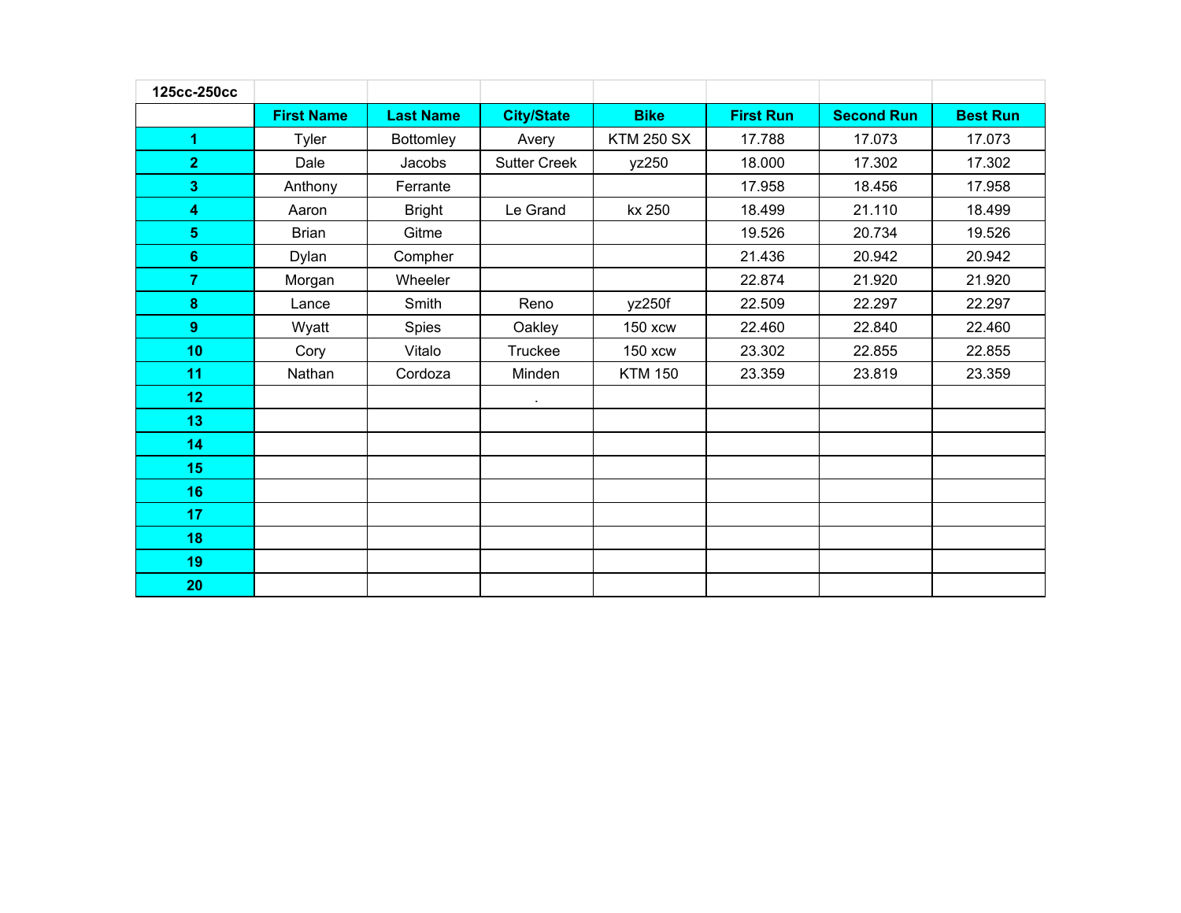| 125cc-250cc | | | | | | | |
|---|---|---|---|---|---|---|---|
| | **First Name** | **Last Name** | **City/State** | **Bike** | **First Run** | **Second Run** | **Best Run** |
| **1** | Tyler | Bottomley | Avery | KTM 250 SX | 17.788 | 17.073 | 17.073 |
| **2** | Dale | Jacobs | Sutter Creek | yz250 | 18.000 | 17.302 | 17.302 |
| **3** | Anthony | Ferrante | | | 17.958 | 18.456 | 17.958 |
| **4** | Aaron | Bright | Le Grand | kx 250 | 18.499 | 21.110 | 18.499 |
| **5** | Brian | Gitme | | | 19.526 | 20.734 | 19.526 |
| **6** | Dylan | Compher | | | 21.436 | 20.942 | 20.942 |
| **7** | Morgan | Wheeler | | | 22.874 | 21.920 | 21.920 |
| **8** | Lance | Smith | Reno | yz250f | 22.509 | 22.297 | 22.297 |
| **9** | Wyatt | Spies | Oakley | 150 xcw | 22.460 | 22.840 | 22.460 |
| **10** | Cory | Vitalo | Truckee | 150 xcw | 23.302 | 22.855 | 22.855 |
| **11** | Nathan | Cordoza | Minden | KTM 150 | 23.359 | 23.819 | 23.359 |
| **12** | | | . | | | | |
| **13** | | | | | | | |
| **14** | | | | | | | |
| **15** | | | | | | | |
| **16** | | | | | | | |
| **17** | | | | | | | |
| **18** | | | | | | | |
| **19** | | | | | | | |
| **20** | | | | | | | |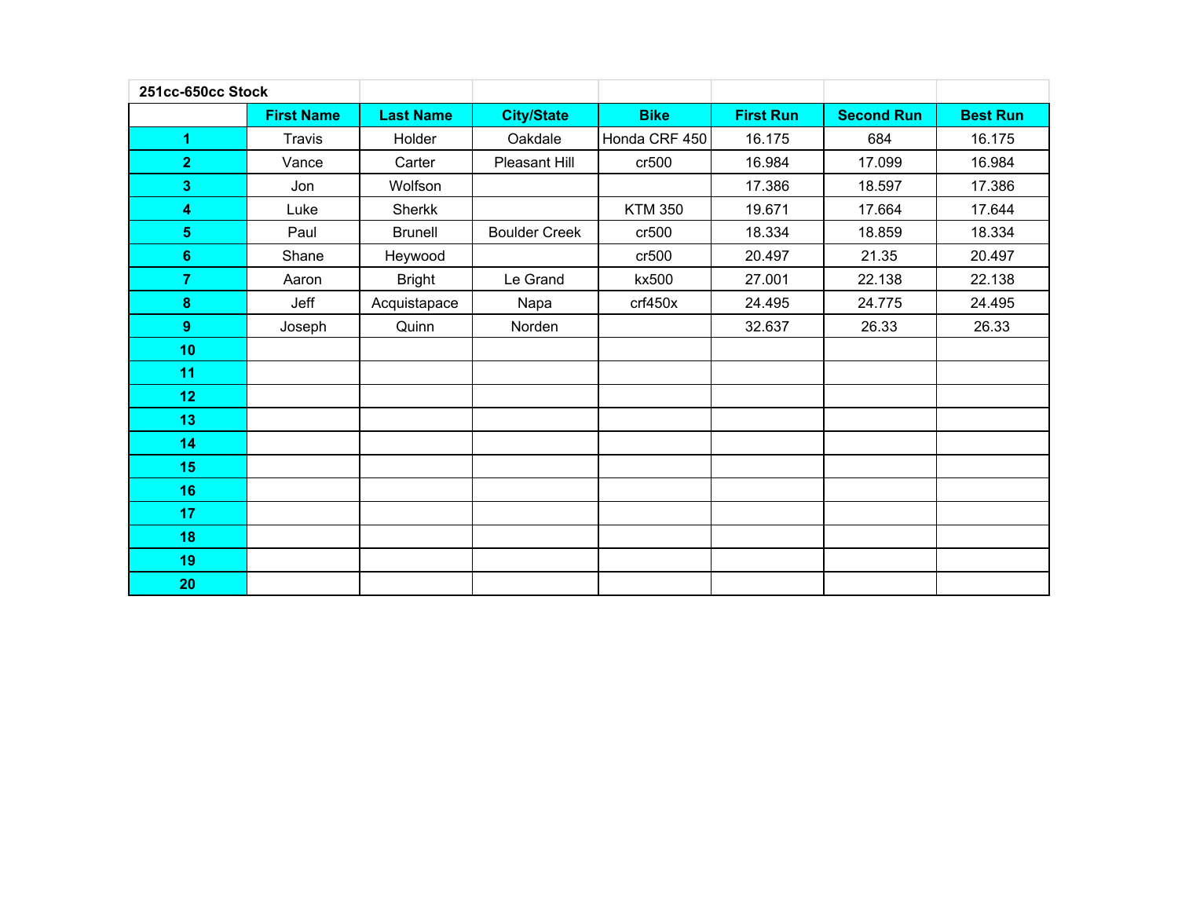| 251cc-650cc Stock | | | | | | | |
|---|---|---|---|---|---|---|---|
| | First Name | Last Name | City/State | Bike | First Run | Second Run | Best Run |
| 1 | Travis | Holder | Oakdale | Honda CRF 450 | 16.175 | 684 | 16.175 |
| 2 | Vance | Carter | Pleasant Hill | cr500 | 16.984 | 17.099 | 16.984 |
| 3 | Jon | Wolfson | | | 17.386 | 18.597 | 17.386 |
| 4 | Luke | Sherkk | | KTM 350 | 19.671 | 17.664 | 17.644 |
| 5 | Paul | Brunell | Boulder Creek | cr500 | 18.334 | 18.859 | 18.334 |
| 6 | Shane | Heywood | | cr500 | 20.497 | 21.35 | 20.497 |
| 7 | Aaron | Bright | Le Grand | kx500 | 27.001 | 22.138 | 22.138 |
| 8 | Jeff | Acquistapace | Napa | crf450x | 24.495 | 24.775 | 24.495 |
| 9 | Joseph | Quinn | Norden | | 32.637 | 26.33 | 26.33 |
| 10 | | | | | | | |
| 11 | | | | | | | |
| 12 | | | | | | | |
| 13 | | | | | | | |
| 14 | | | | | | | |
| 15 | | | | | | | |
| 16 | | | | | | | |
| 17 | | | | | | | |
| 18 | | | | | | | |
| 19 | | | | | | | |
| 20 | | | | | | | |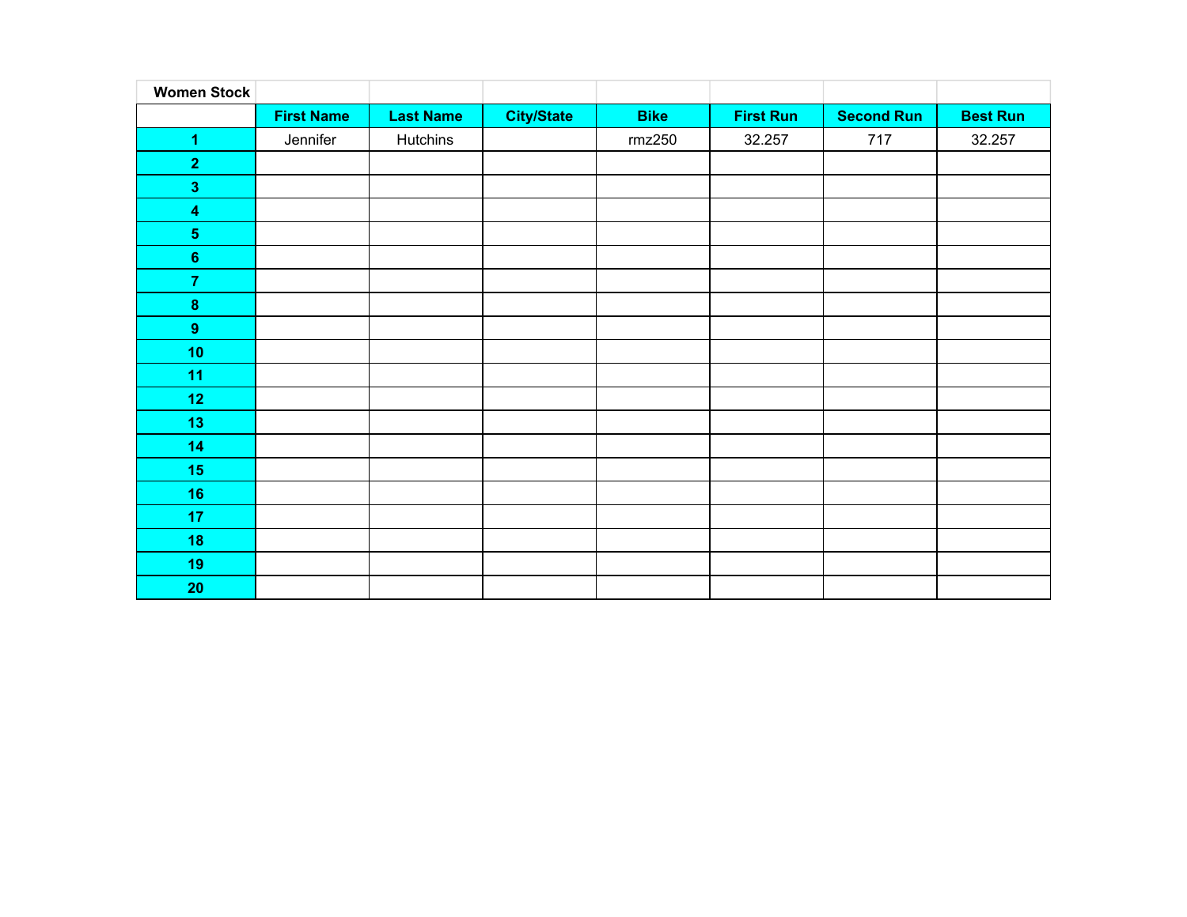| Women Stock | | | | | | | |
|---|---|---|---|---|---|---|---|
| | **First Name** | **Last Name** | **City/State** | **Bike** | **First Run** | **Second Run** | **Best Run** |
| **1** | Jennifer | Hutchins | | rmz250 | 32.257 | 717 | 32.257 |
| **2** | | | | | | | |
| **3** | | | | | | | |
| **4** | | | | | | | |
| **5** | | | | | | | |
| **6** | | | | | | | |
| **7** | | | | | | | |
| **8** | | | | | | | |
| **9** | | | | | | | |
| **10** | | | | | | | |
| **11** | | | | | | | |
| **12** | | | | | | | |
| **13** | | | | | | | |
| **14** | | | | | | | |
| **15** | | | | | | | |
| **16** | | | | | | | |
| **17** | | | | | | | |
| **18** | | | | | | | |
| **19** | | | | | | | |
| **20** | | | | | | | |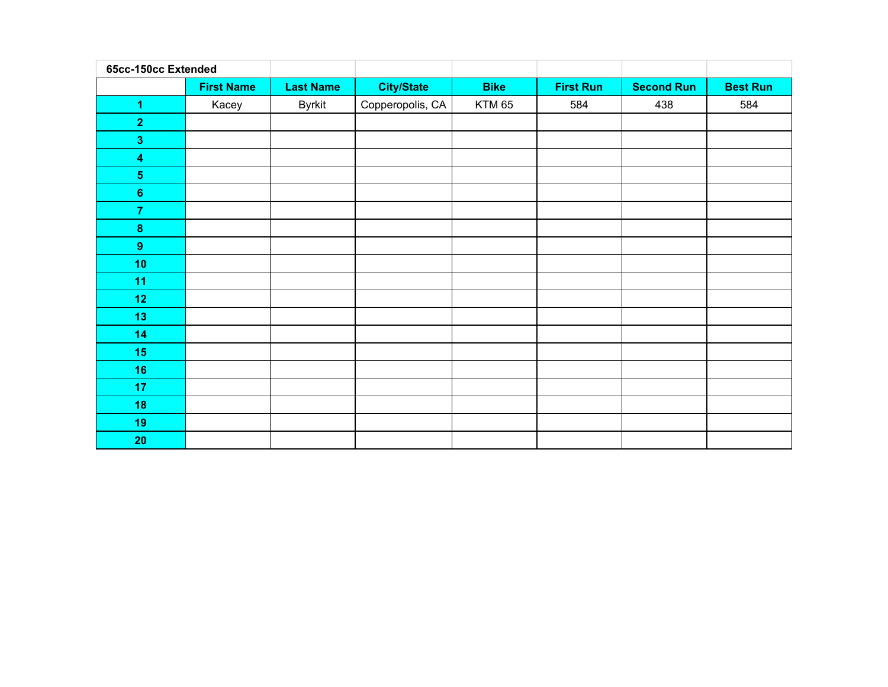**65cc-150cc Extended**

| | First Name | Last Name | City/State | Bike | First Run | Second Run | Best Run |
|---|---|---|---|---|---|---|---|
| **1** | Kacey | Byrkit | Copperopolis, CA | KTM 65 | 584 | 438 | 584 |
| **2** | | | | | | | |
| **3** | | | | | | | |
| **4** | | | | | | | |
| **5** | | | | | | | |
| **6** | | | | | | | |
| **7** | | | | | | | |
| **8** | | | | | | | |
| **9** | | | | | | | |
| **10** | | | | | | | |
| **11** | | | | | | | |
| **12** | | | | | | | |
| **13** | | | | | | | |
| **14** | | | | | | | |
| **15** | | | | | | | |
| **16** | | | | | | | |
| **17** | | | | | | | |
| **18** | | | | | | | |
| **19** | | | | | | | |
| **20** | | | | | | | |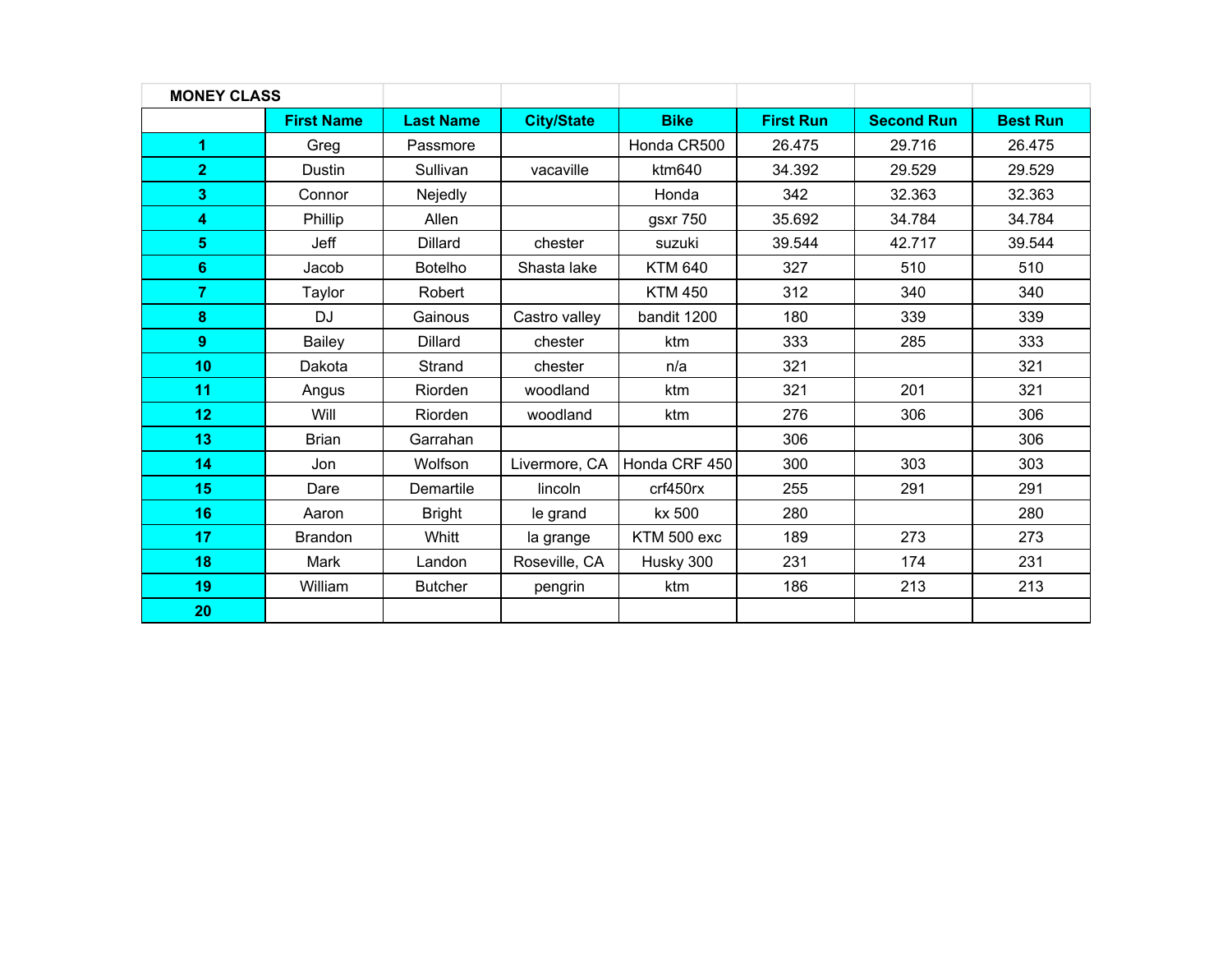**MONEY CLASS**

| | First Name | Last Name | City/State | Bike | First Run | Second Run | Best Run |
|---|---|---|---|---|---|---|---|
| 1 | Greg | Passmore | | Honda CR500 | 26.475 | 29.716 | 26.475 |
| 2 | Dustin | Sullivan | vacaville | ktm640 | 34.392 | 29.529 | 29.529 |
| 3 | Connor | Nejedly | | Honda | 342 | 32.363 | 32.363 |
| 4 | Phillip | Allen | | gsxr 750 | 35.692 | 34.784 | 34.784 |
| 5 | Jeff | Dillard | chester | suzuki | 39.544 | 42.717 | 39.544 |
| 6 | Jacob | Botelho | Shasta lake | KTM 640 | 327 | 510 | 510 |
| 7 | Taylor | Robert | | KTM 450 | 312 | 340 | 340 |
| 8 | DJ | Gainous | Castro valley | bandit 1200 | 180 | 339 | 339 |
| 9 | Bailey | Dillard | chester | ktm | 333 | 285 | 333 |
| 10 | Dakota | Strand | chester | n/a | 321 | | 321 |
| 11 | Angus | Riorden | woodland | ktm | 321 | 201 | 321 |
| 12 | Will | Riorden | woodland | ktm | 276 | 306 | 306 |
| 13 | Brian | Garrahan | | | 306 | | 306 |
| 14 | Jon | Wolfson | Livermore, CA | Honda CRF 450 | 300 | 303 | 303 |
| 15 | Dare | Demartile | lincoln | crf450rx | 255 | 291 | 291 |
| 16 | Aaron | Bright | le grand | kx 500 | 280 | | 280 |
| 17 | Brandon | Whitt | la grange | KTM 500 exc | 189 | 273 | 273 |
| 18 | Mark | Landon | Roseville, CA | Husky 300 | 231 | 174 | 231 |
| 19 | William | Butcher | pengrin | ktm | 186 | 213 | 213 |
| 20 | | | | | | | |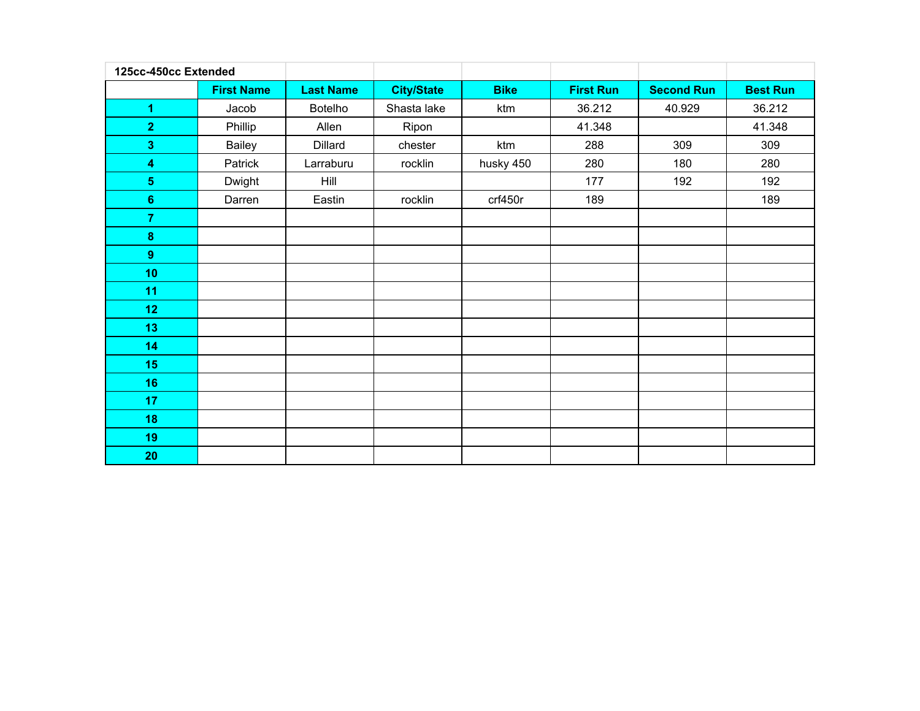**125cc-450cc Extended**

| | First Name | Last Name | City/State | Bike | First Run | Second Run | Best Run |
|---|---|---|---|---|---|---|---|
| **1** | Jacob | Botelho | Shasta lake | ktm | 36.212 | 40.929 | 36.212 |
| **2** | Phillip | Allen | Ripon | | 41.348 | | 41.348 |
| **3** | Bailey | Dillard | chester | ktm | 288 | 309 | 309 |
| **4** | Patrick | Larraburu | rocklin | husky 450 | 280 | 180 | 280 |
| **5** | Dwight | Hill | | | 177 | 192 | 192 |
| **6** | Darren | Eastin | rocklin | crf450r | 189 | | 189 |
| **7** | | | | | | | |
| **8** | | | | | | | |
| **9** | | | | | | | |
| **10** | | | | | | | |
| **11** | | | | | | | |
| **12** | | | | | | | |
| **13** | | | | | | | |
| **14** | | | | | | | |
| **15** | | | | | | | |
| **16** | | | | | | | |
| **17** | | | | | | | |
| **18** | | | | | | | |
| **19** | | | | | | | |
| **20** | | | | | | | |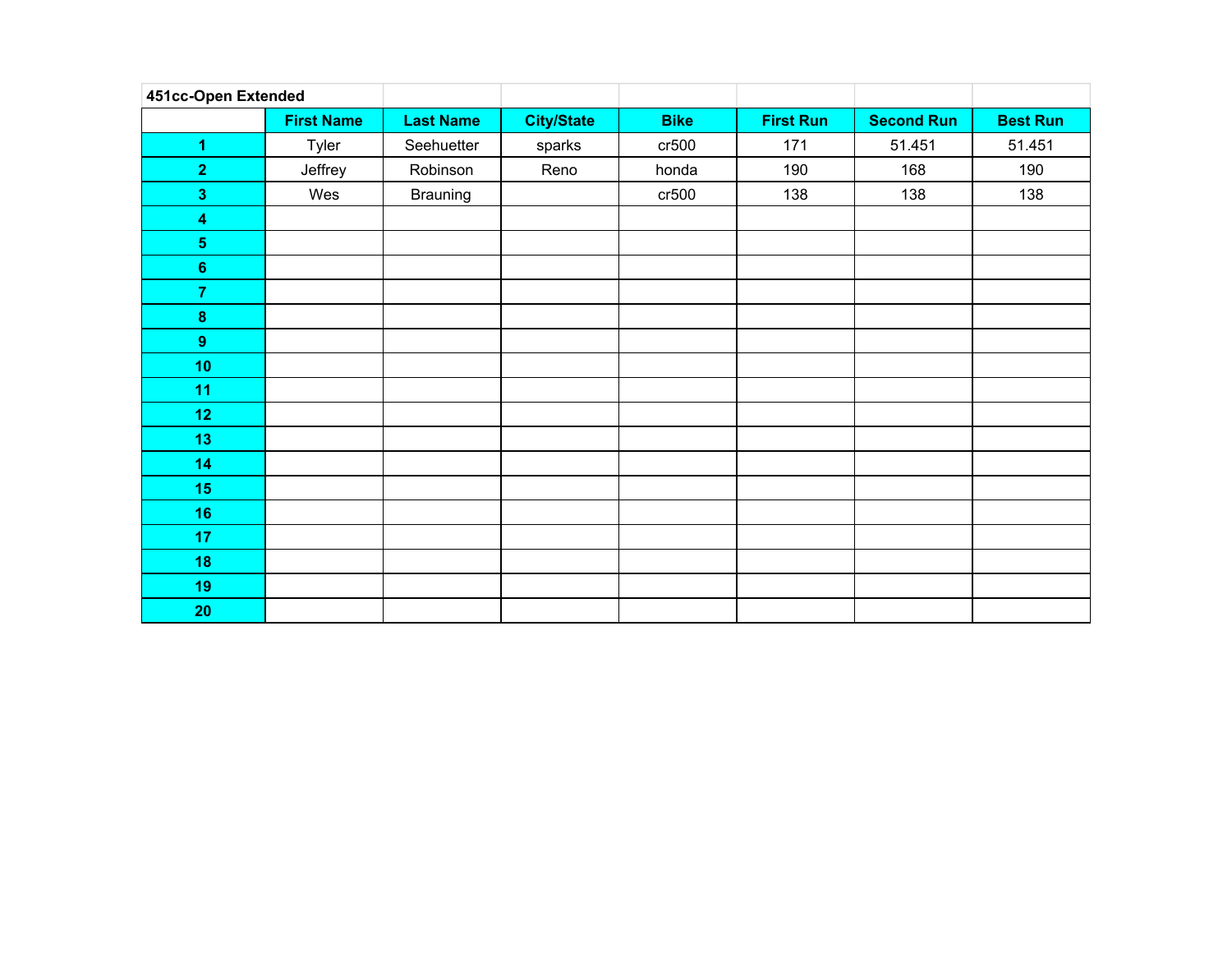| 451cc-Open Extended | | | | | | | |
|---|---|---|---|---|---|---|---|
| | First Name | Last Name | City/State | Bike | First Run | Second Run | Best Run |
| 1 | Tyler | Seehuetter | sparks | cr500 | 171 | 51.451 | 51.451 |
| 2 | Jeffrey | Robinson | Reno | honda | 190 | 168 | 190 |
| 3 | Wes | Brauning | | cr500 | 138 | 138 | 138 |
| 4 | | | | | | | |
| 5 | | | | | | | |
| 6 | | | | | | | |
| 7 | | | | | | | |
| 8 | | | | | | | |
| 9 | | | | | | | |
| 10 | | | | | | | |
| 11 | | | | | | | |
| 12 | | | | | | | |
| 13 | | | | | | | |
| 14 | | | | | | | |
| 15 | | | | | | | |
| 16 | | | | | | | |
| 17 | | | | | | | |
| 18 | | | | | | | |
| 19 | | | | | | | |
| 20 | | | | | | | |